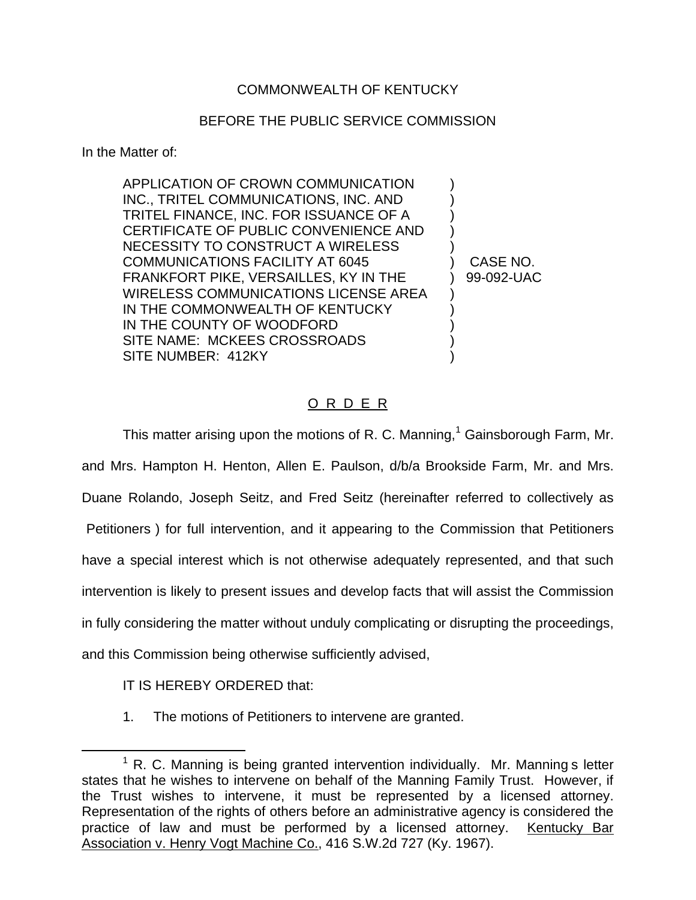COMMONWEALTH OF KENTUCKY

BEFORE THE PUBLIC SERVICE COMMISSION

In the Matter of:

| | | |
|---|---|---|
| APPLICATION OF CROWN COMMUNICATION INC., TRITEL COMMUNICATIONS, INC. AND TRITEL FINANCE, INC. FOR ISSUANCE OF A CERTIFICATE OF PUBLIC CONVENIENCE AND NECESSITY TO CONSTRUCT A WIRELESS COMMUNICATIONS FACILITY AT 6045 FRANKFORT PIKE, VERSAILLES, KY IN THE WIRELESS COMMUNICATIONS LICENSE AREA IN THE COMMONWEALTH OF KENTUCKY IN THE COUNTY OF WOODFORD SITE NAME: MCKEES CROSSROADS SITE NUMBER: 412KY | ) | CASE NO. 99-092-UAC |

O R D E R

This matter arising upon the motions of R. C. Manning,[1] Gainsborough Farm, Mr. and Mrs. Hampton H. Henton, Allen E. Paulson, d/b/a Brookside Farm, Mr. and Mrs. Duane Rolando, Joseph Seitz, and Fred Seitz (hereinafter referred to collectively as Petitioners ) for full intervention, and it appearing to the Commission that Petitioners have a special interest which is not otherwise adequately represented, and that such intervention is likely to present issues and develop facts that will assist the Commission in fully considering the matter without unduly complicating or disrupting the proceedings, and this Commission being otherwise sufficiently advised,

IT IS HEREBY ORDERED that:

1. The motions of Petitioners to intervene are granted.

[1] R. C. Manning is being granted intervention individually. Mr. Manning s letter states that he wishes to intervene on behalf of the Manning Family Trust. However, if the Trust wishes to intervene, it must be represented by a licensed attorney. Representation of the rights of others before an administrative agency is considered the practice of law and must be performed by a licensed attorney. Kentucky Bar Association v. Henry Vogt Machine Co., 416 S.W.2d 727 (Ky. 1967).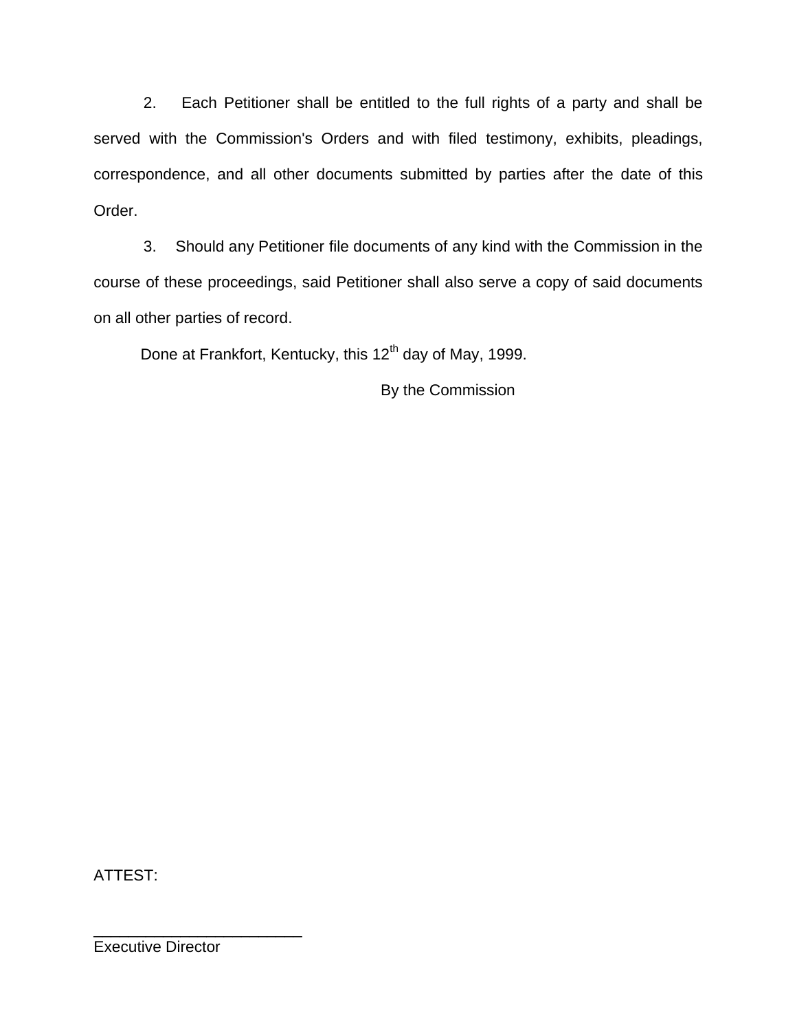2. Each Petitioner shall be entitled to the full rights of a party and shall be served with the Commission's Orders and with filed testimony, exhibits, pleadings, correspondence, and all other documents submitted by parties after the date of this Order.

3. Should any Petitioner file documents of any kind with the Commission in the course of these proceedings, said Petitioner shall also serve a copy of said documents on all other parties of record.

Done at Frankfort, Kentucky, this 12th day of May, 1999.

By the Commission

ATTEST:

________________________
Executive Director